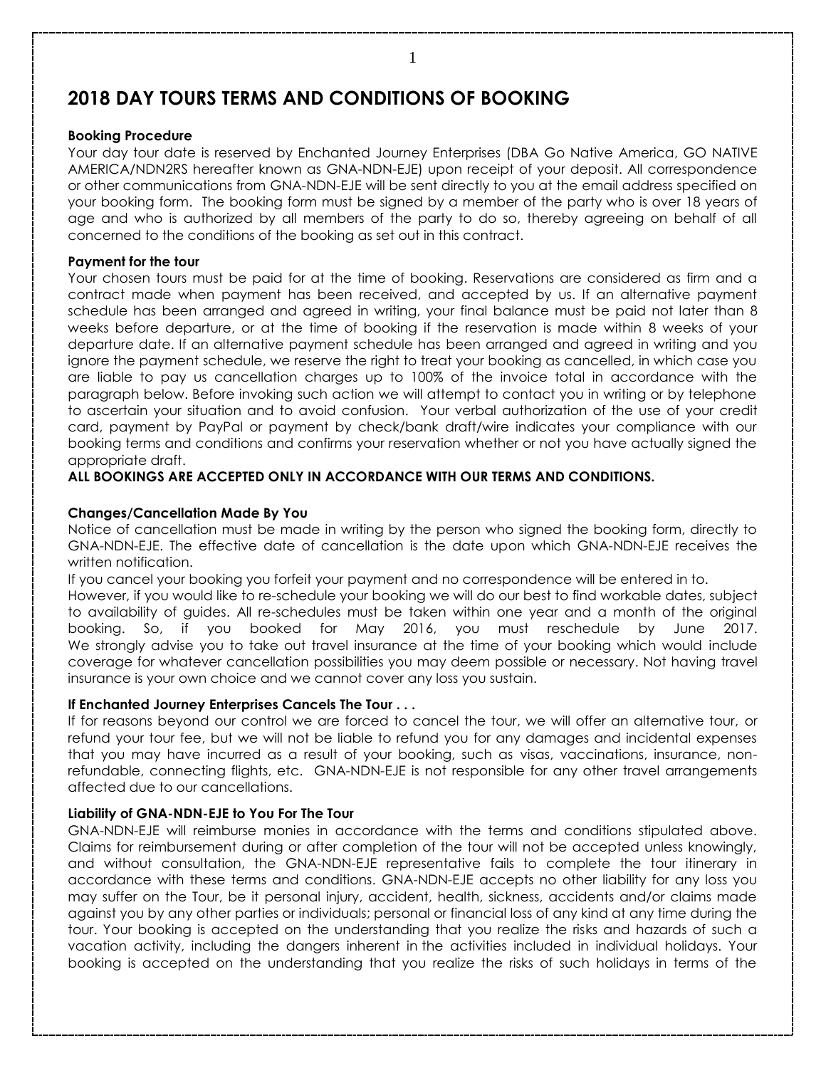# 2018 DAY TOURS TERMS AND CONDITIONS OF BOOKING

**Booking Procedure**

Your day tour date is reserved by Enchanted Journey Enterprises (DBA Go Native America, GO NATIVE AMERICA/NDN2RS hereafter known as GNA-NDN-EJE) upon receipt of your deposit. All correspondence or other communications from GNA-NDN-EJE will be sent directly to you at the email address specified on your booking form. The booking form must be signed by a member of the party who is over 18 years of age and who is authorized by all members of the party to do so, thereby agreeing on behalf of all concerned to the conditions of the booking as set out in this contract.

**Payment for the tour**

Your chosen tours must be paid for at the time of booking. Reservations are considered as firm and a contract made when payment has been received, and accepted by us. If an alternative payment schedule has been arranged and agreed in writing, your final balance must be paid not later than 8 weeks before departure, or at the time of booking if the reservation is made within 8 weeks of your departure date. If an alternative payment schedule has been arranged and agreed in writing and you ignore the payment schedule, we reserve the right to treat your booking as cancelled, in which case you are liable to pay us cancellation charges up to 100% of the invoice total in accordance with the paragraph below. Before invoking such action we will attempt to contact you in writing or by telephone to ascertain your situation and to avoid confusion. Your verbal authorization of the use of your credit card, payment by PayPal or payment by check/bank draft/wire indicates your compliance with our booking terms and conditions and confirms your reservation whether or not you have actually signed the appropriate draft.

**ALL BOOKINGS ARE ACCEPTED ONLY IN ACCORDANCE WITH OUR TERMS AND CONDITIONS.**

**Changes/Cancellation Made By You**

Notice of cancellation must be made in writing by the person who signed the booking form, directly to GNA-NDN-EJE. The effective date of cancellation is the date upon which GNA-NDN-EJE receives the written notification.

If you cancel your booking you forfeit your payment and no correspondence will be entered in to.

However, if you would like to re-schedule your booking we will do our best to find workable dates, subject to availability of guides. All re-schedules must be taken within one year and a month of the original booking. So, if you booked for May 2016, you must reschedule by June 2017.

We strongly advise you to take out travel insurance at the time of your booking which would include coverage for whatever cancellation possibilities you may deem possible or necessary. Not having travel insurance is your own choice and we cannot cover any loss you sustain.

**If Enchanted Journey Enterprises Cancels The Tour . . .**

If for reasons beyond our control we are forced to cancel the tour, we will offer an alternative tour, or refund your tour fee, but we will not be liable to refund you for any damages and incidental expenses that you may have incurred as a result of your booking, such as visas, vaccinations, insurance, non-refundable, connecting flights, etc. GNA-NDN-EJE is not responsible for any other travel arrangements affected due to our cancellations.

**Liability of GNA-NDN-EJE to You For The Tour**

GNA-NDN-EJE will reimburse monies in accordance with the terms and conditions stipulated above. Claims for reimbursement during or after completion of the tour will not be accepted unless knowingly, and without consultation, the GNA-NDN-EJE representative fails to complete the tour itinerary in accordance with these terms and conditions. GNA-NDN-EJE accepts no other liability for any loss you may suffer on the Tour, be it personal injury, accident, health, sickness, accidents and/or claims made against you by any other parties or individuals; personal or financial loss of any kind at any time during the tour. Your booking is accepted on the understanding that you realize the risks and hazards of such a vacation activity, including the dangers inherent in the activities included in individual holidays. Your booking is accepted on the understanding that you realize the risks of such holidays in terms of the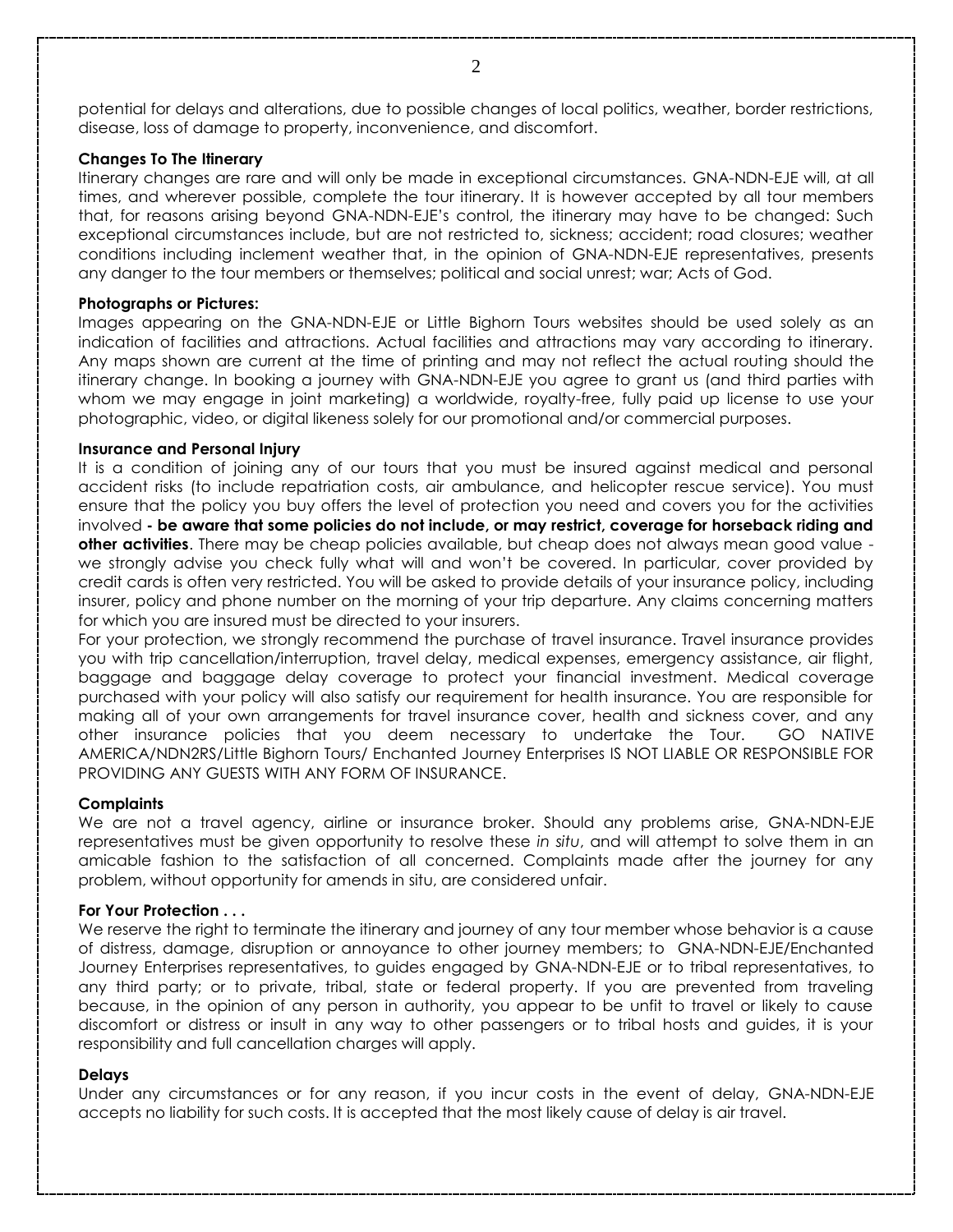potential for delays and alterations, due to possible changes of local politics, weather, border restrictions, disease, loss of damage to property, inconvenience, and discomfort.

**Changes To The Itinerary**

Itinerary changes are rare and will only be made in exceptional circumstances. GNA-NDN-EJE will, at all times, and wherever possible, complete the tour itinerary. It is however accepted by all tour members that, for reasons arising beyond GNA-NDN-EJE's control, the itinerary may have to be changed: Such exceptional circumstances include, but are not restricted to, sickness; accident; road closures; weather conditions including inclement weather that, in the opinion of GNA-NDN-EJE representatives, presents any danger to the tour members or themselves; political and social unrest; war; Acts of God.

**Photographs or Pictures:**

Images appearing on the GNA-NDN-EJE or Little Bighorn Tours websites should be used solely as an indication of facilities and attractions. Actual facilities and attractions may vary according to itinerary. Any maps shown are current at the time of printing and may not reflect the actual routing should the itinerary change. In booking a journey with GNA-NDN-EJE you agree to grant us (and third parties with whom we may engage in joint marketing) a worldwide, royalty-free, fully paid up license to use your photographic, video, or digital likeness solely for our promotional and/or commercial purposes.

**Insurance and Personal Injury**

It is a condition of joining any of our tours that you must be insured against medical and personal accident risks (to include repatriation costs, air ambulance, and helicopter rescue service). You must ensure that the policy you buy offers the level of protection you need and covers you for the activities involved **- be aware that some policies do not include, or may restrict, coverage for horseback riding and other activities**. There may be cheap policies available, but cheap does not always mean good value - we strongly advise you check fully what will and won't be covered. In particular, cover provided by credit cards is often very restricted. You will be asked to provide details of your insurance policy, including insurer, policy and phone number on the morning of your trip departure. Any claims concerning matters for which you are insured must be directed to your insurers.

For your protection, we strongly recommend the purchase of travel insurance. Travel insurance provides you with trip cancellation/interruption, travel delay, medical expenses, emergency assistance, air flight, baggage and baggage delay coverage to protect your financial investment. Medical coverage purchased with your policy will also satisfy our requirement for health insurance. You are responsible for making all of your own arrangements for travel insurance cover, health and sickness cover, and any other insurance policies that you deem necessary to undertake the Tour. GO NATIVE AMERICA/NDN2RS/Little Bighorn Tours/ Enchanted Journey Enterprises IS NOT LIABLE OR RESPONSIBLE FOR PROVIDING ANY GUESTS WITH ANY FORM OF INSURANCE.

**Complaints**

We are not a travel agency, airline or insurance broker. Should any problems arise, GNA-NDN-EJE representatives must be given opportunity to resolve these *in situ*, and will attempt to solve them in an amicable fashion to the satisfaction of all concerned. Complaints made after the journey for any problem, without opportunity for amends in situ, are considered unfair.

**For Your Protection . . .**

We reserve the right to terminate the itinerary and journey of any tour member whose behavior is a cause of distress, damage, disruption or annoyance to other journey members; to GNA-NDN-EJE/Enchanted Journey Enterprises representatives, to guides engaged by GNA-NDN-EJE or to tribal representatives, to any third party; or to private, tribal, state or federal property. If you are prevented from traveling because, in the opinion of any person in authority, you appear to be unfit to travel or likely to cause discomfort or distress or insult in any way to other passengers or to tribal hosts and guides, it is your responsibility and full cancellation charges will apply.

**Delays**

Under any circumstances or for any reason, if you incur costs in the event of delay, GNA-NDN-EJE accepts no liability for such costs. It is accepted that the most likely cause of delay is air travel.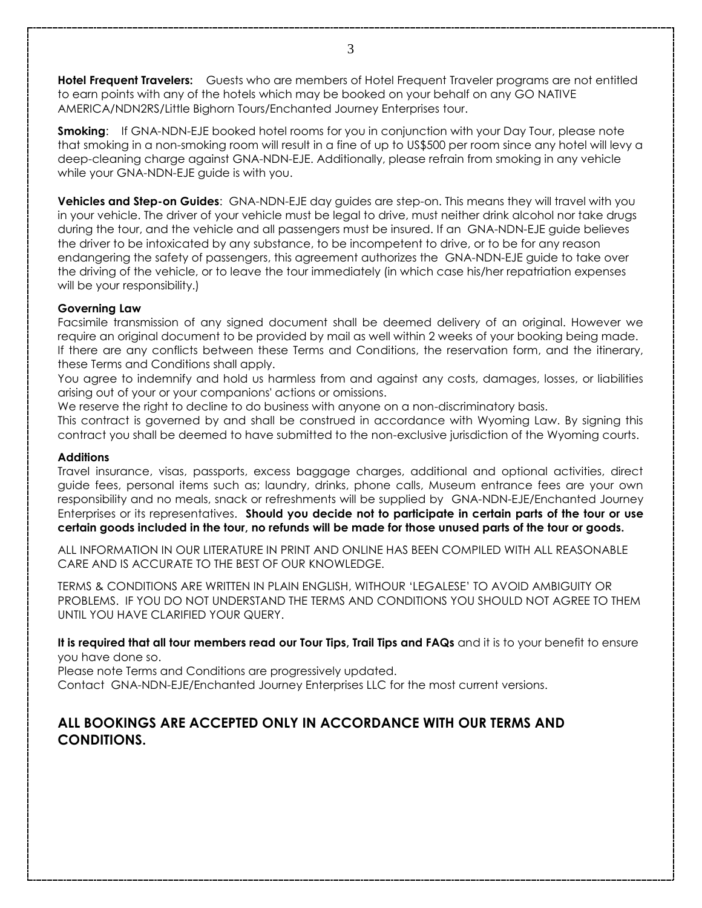**Hotel Frequent Travelers:** Guests who are members of Hotel Frequent Traveler programs are not entitled to earn points with any of the hotels which may be booked on your behalf on any GO NATIVE AMERICA/NDN2RS/Little Bighorn Tours/Enchanted Journey Enterprises tour.

**Smoking**: If GNA-NDN-EJE booked hotel rooms for you in conjunction with your Day Tour, please note that smoking in a non-smoking room will result in a fine of up to US$500 per room since any hotel will levy a deep-cleaning charge against GNA-NDN-EJE. Additionally, please refrain from smoking in any vehicle while your GNA-NDN-EJE guide is with you.

**Vehicles and Step-on Guides**: GNA-NDN-EJE day guides are step-on. This means they will travel with you in your vehicle. The driver of your vehicle must be legal to drive, must neither drink alcohol nor take drugs during the tour, and the vehicle and all passengers must be insured. If an GNA-NDN-EJE guide believes the driver to be intoxicated by any substance, to be incompetent to drive, or to be for any reason endangering the safety of passengers, this agreement authorizes the GNA-NDN-EJE guide to take over the driving of the vehicle, or to leave the tour immediately (in which case his/her repatriation expenses will be your responsibility.)

**Governing Law**

Facsimile transmission of any signed document shall be deemed delivery of an original. However we require an original document to be provided by mail as well within 2 weeks of your booking being made.
If there are any conflicts between these Terms and Conditions, the reservation form, and the itinerary, these Terms and Conditions shall apply.
You agree to indemnify and hold us harmless from and against any costs, damages, losses, or liabilities arising out of your or your companions' actions or omissions.
We reserve the right to decline to do business with anyone on a non-discriminatory basis.
This contract is governed by and shall be construed in accordance with Wyoming Law. By signing this contract you shall be deemed to have submitted to the non-exclusive jurisdiction of the Wyoming courts.

**Additions**

Travel insurance, visas, passports, excess baggage charges, additional and optional activities, direct guide fees, personal items such as; laundry, drinks, phone calls, Museum entrance fees are your own responsibility and no meals, snack or refreshments will be supplied by GNA-NDN-EJE/Enchanted Journey Enterprises or its representatives. **Should you decide not to participate in certain parts of the tour or use certain goods included in the tour, no refunds will be made for those unused parts of the tour or goods.**

ALL INFORMATION IN OUR LITERATURE IN PRINT AND ONLINE HAS BEEN COMPILED WITH ALL REASONABLE CARE AND IS ACCURATE TO THE BEST OF OUR KNOWLEDGE.

TERMS & CONDITIONS ARE WRITTEN IN PLAIN ENGLISH, WITHOUR 'LEGALESE' TO AVOID AMBIGUITY OR PROBLEMS. IF YOU DO NOT UNDERSTAND THE TERMS AND CONDITIONS YOU SHOULD NOT AGREE TO THEM UNTIL YOU HAVE CLARIFIED YOUR QUERY.

**It is required that all tour members read our Tour Tips, Trail Tips and FAQs** and it is to your benefit to ensure you have done so.
Please note Terms and Conditions are progressively updated.
Contact GNA-NDN-EJE/Enchanted Journey Enterprises LLC for the most current versions.

## ALL BOOKINGS ARE ACCEPTED ONLY IN ACCORDANCE WITH OUR TERMS AND CONDITIONS.